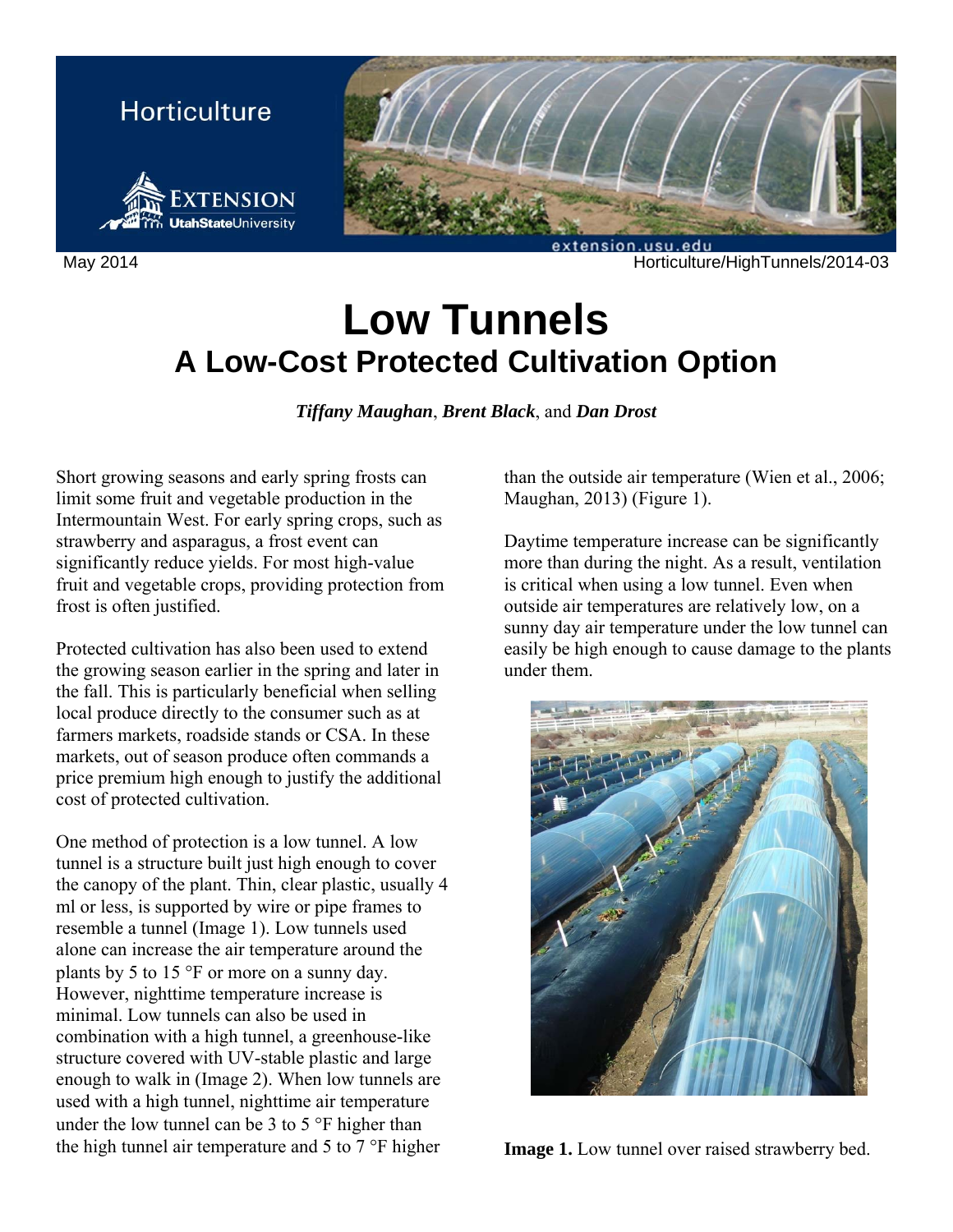# Low Tunnels

## A Low-Cost Protected Cultivation Option

***Tiffany Maughan***, ***Brent Black***, and ***Dan Drost***

Short growing seasons and early spring frosts can limit some fruit and vegetable production in the Intermountain West. For early spring crops, such as strawberry and asparagus, a frost event can significantly reduce yields. For most high-value fruit and vegetable crops, providing protection from frost is often justified.

Protected cultivation has also been used to extend the growing season earlier in the spring and later in the fall. This is particularly beneficial when selling local produce directly to the consumer such as at farmers markets, roadside stands or CSA. In these markets, out of season produce often commands a price premium high enough to justify the additional cost of protected cultivation.

One method of protection is a low tunnel. A low tunnel is a structure built just high enough to cover the canopy of the plant. Thin, clear plastic, usually 4 ml or less, is supported by wire or pipe frames to resemble a tunnel (Image 1). Low tunnels used alone can increase the air temperature around the plants by 5 to 15 °F or more on a sunny day. However, nighttime temperature increase is minimal. Low tunnels can also be used in combination with a high tunnel, a greenhouse-like structure covered with UV-stable plastic and large enough to walk in (Image 2). When low tunnels are used with a high tunnel, nighttime air temperature under the low tunnel can be 3 to 5 °F higher than the high tunnel air temperature and 5 to 7 °F higher than the outside air temperature (Wien et al., 2006; Maughan, 2013) (Figure 1).

Daytime temperature increase can be significantly more than during the night. As a result, ventilation is critical when using a low tunnel. Even when outside air temperatures are relatively low, on a sunny day air temperature under the low tunnel can easily be high enough to cause damage to the plants under them.

**Image 1.** Low tunnel over raised strawberry bed.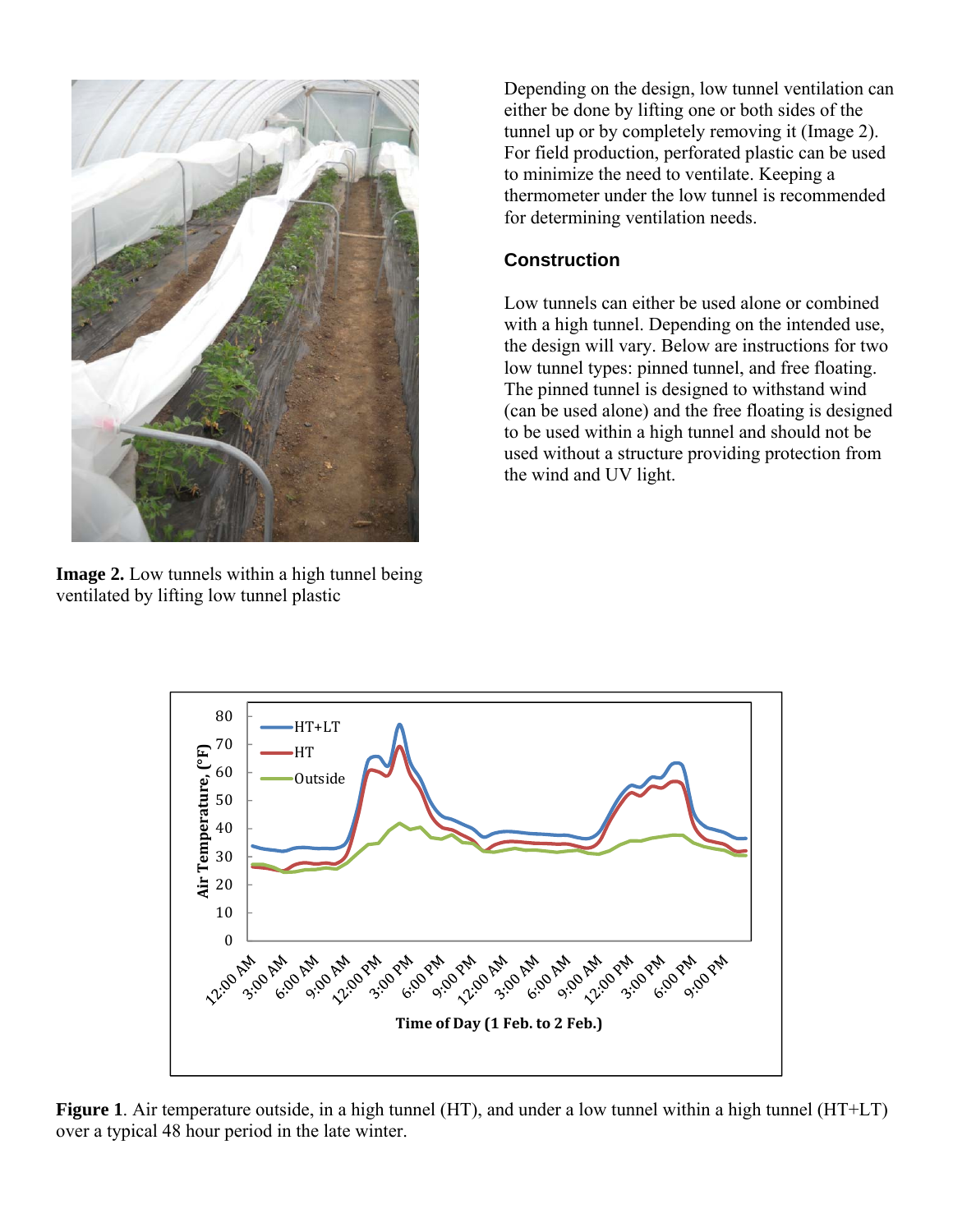Image 2. Low tunnels within a high tunnel being ventilated by lifting low tunnel plastic

Depending on the design, low tunnel ventilation can either be done by lifting one or both sides of the tunnel up or by completely removing it (Image 2). For field production, perforated plastic can be used to minimize the need to ventilate. Keeping a thermometer under the low tunnel is recommended for determining ventilation needs.

### Construction

Low tunnels can either be used alone or combined with a high tunnel. Depending on the intended use, the design will vary. Below are instructions for two low tunnel types: pinned tunnel, and free floating. The pinned tunnel is designed to withstand wind (can be used alone) and the free floating is designed to be used within a high tunnel and should not be used without a structure providing protection from the wind and UV light.

**Figure 1**. Air temperature outside, in a high tunnel (HT), and under a low tunnel within a high tunnel (HT+LT) over a typical 48 hour period in the late winter.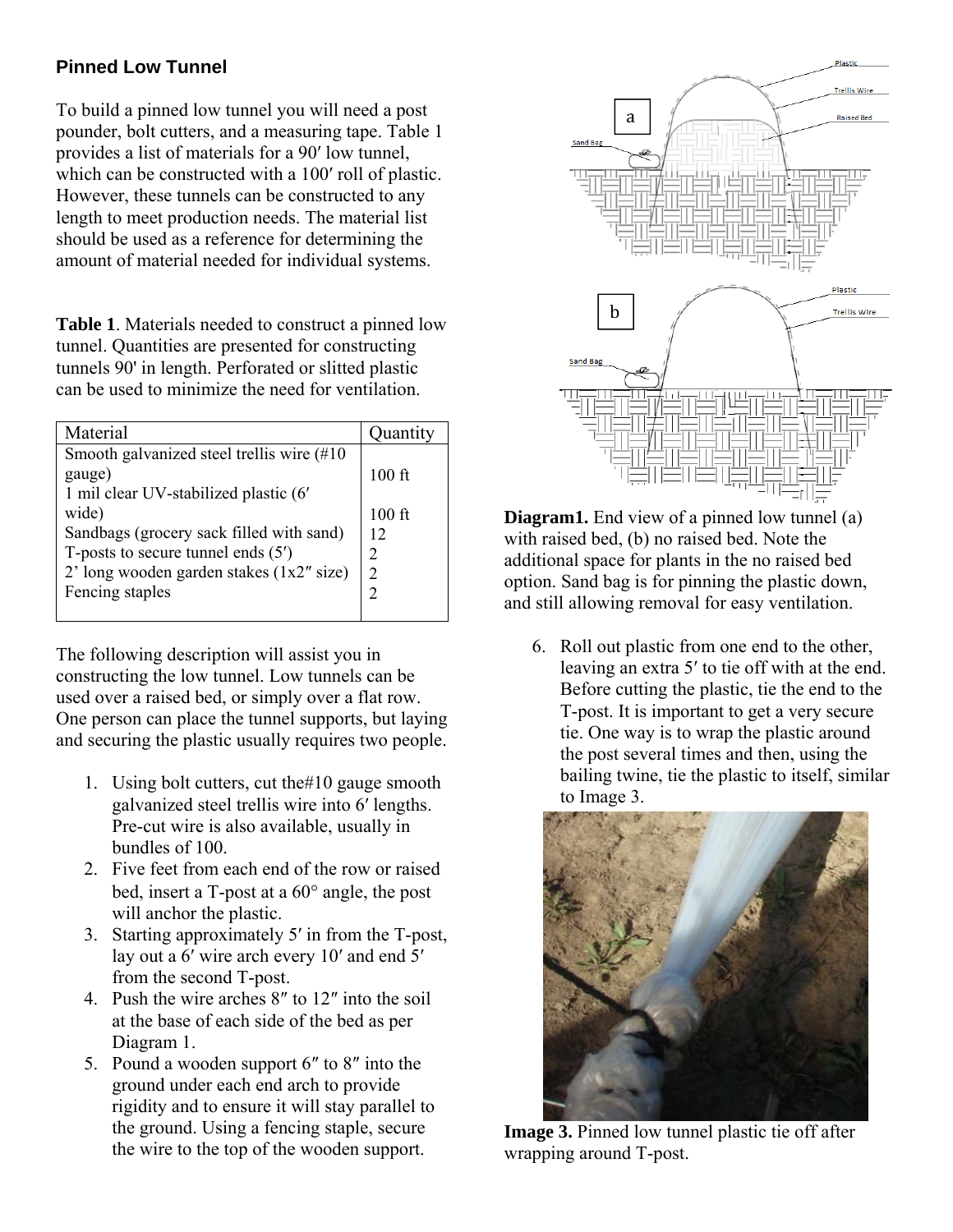## Pinned Low Tunnel

To build a pinned low tunnel you will need a post pounder, bolt cutters, and a measuring tape. Table 1 provides a list of materials for a 90′ low tunnel, which can be constructed with a 100′ roll of plastic. However, these tunnels can be constructed to any length to meet production needs. The material list should be used as a reference for determining the amount of material needed for individual systems.

**Table 1**. Materials needed to construct a pinned low tunnel. Quantities are presented for constructing tunnels 90' in length. Perforated or slitted plastic can be used to minimize the need for ventilation.

| Material | Quantity |
|---|---|
| Smooth galvanized steel trellis wire (#10 gauge) | 100 ft |
| 1 mil clear UV-stabilized plastic (6′ wide) | 100 ft |
| Sandbags (grocery sack filled with sand) | 12 |
| T-posts to secure tunnel ends (5′) | 2 |
| 2’ long wooden garden stakes (1x2″ size) | 2 |
| Fencing staples | 2 |

The following description will assist you in constructing the low tunnel. Low tunnels can be used over a raised bed, or simply over a flat row. One person can place the tunnel supports, but laying and securing the plastic usually requires two people.

1. Using bolt cutters, cut the#10 gauge smooth galvanized steel trellis wire into 6′ lengths. Pre-cut wire is also available, usually in bundles of 100.
2. Five feet from each end of the row or raised bed, insert a T-post at a 60° angle, the post will anchor the plastic.
3. Starting approximately 5′ in from the T-post, lay out a 6′ wire arch every 10′ and end 5′ from the second T-post.
4. Push the wire arches 8″ to 12″ into the soil at the base of each side of the bed as per Diagram 1.
5. Pound a wooden support 6″ to 8″ into the ground under each end arch to provide rigidity and to ensure it will stay parallel to the ground. Using a fencing staple, secure the wire to the top of the wooden support.

**Diagram1.** End view of a pinned low tunnel (a) with raised bed, (b) no raised bed. Note the additional space for plants in the no raised bed option. Sand bag is for pinning the plastic down, and still allowing removal for easy ventilation.

6. Roll out plastic from one end to the other, leaving an extra 5′ to tie off with at the end. Before cutting the plastic, tie the end to the T-post. It is important to get a very secure tie. One way is to wrap the plastic around the post several times and then, using the bailing twine, tie the plastic to itself, similar to Image 3.

**Image 3.** Pinned low tunnel plastic tie off after wrapping around T-post.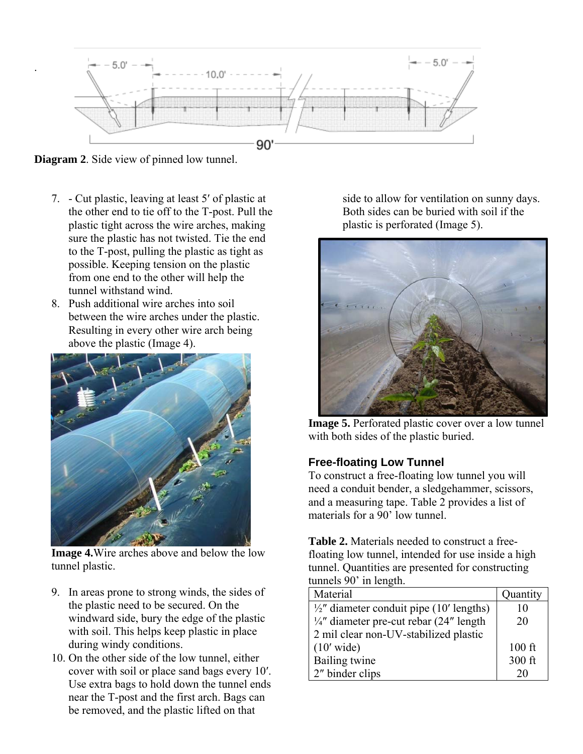**Diagram 2**. Side view of pinned low tunnel.

7. - Cut plastic, leaving at least 5′ of plastic at the other end to tie off to the T-post. Pull the plastic tight across the wire arches, making sure the plastic has not twisted. Tie the end to the T-post, pulling the plastic as tight as possible. Keeping tension on the plastic from one end to the other will help the tunnel withstand wind.
8. Push additional wire arches into soil between the wire arches under the plastic. Resulting in every other wire arch being above the plastic (Image 4).

**Image 4.** Wire arches above and below the low tunnel plastic.

9. In areas prone to strong winds, the sides of the plastic need to be secured. On the windward side, bury the edge of the plastic with soil. This helps keep plastic in place during windy conditions.
10. On the other side of the low tunnel, either cover with soil or place sand bags every 10′. Use extra bags to hold down the tunnel ends near the T-post and the first arch. Bags can be removed, and the plastic lifted on that side to allow for ventilation on sunny days. Both sides can be buried with soil if the plastic is perforated (Image 5).

**Image 5.** Perforated plastic cover over a low tunnel with both sides of the plastic buried.

### Free-floating Low Tunnel

To construct a free-floating low tunnel you will need a conduit bender, a sledgehammer, scissors, and a measuring tape. Table 2 provides a list of materials for a 90' low tunnel.

**Table 2.** Materials needed to construct a free-floating low tunnel, intended for use inside a high tunnel. Quantities are presented for constructing tunnels 90' in length.

| Material | Quantity |
| --- | --- |
| ½″ diameter conduit pipe (10′ lengths) | 10 |
| ¼″ diameter pre-cut rebar (24″ length | 20 |
| 2 mil clear non-UV-stabilized plastic (10′ wide) | 100 ft |
| Bailing twine | 300 ft |
| 2″ binder clips | 20 |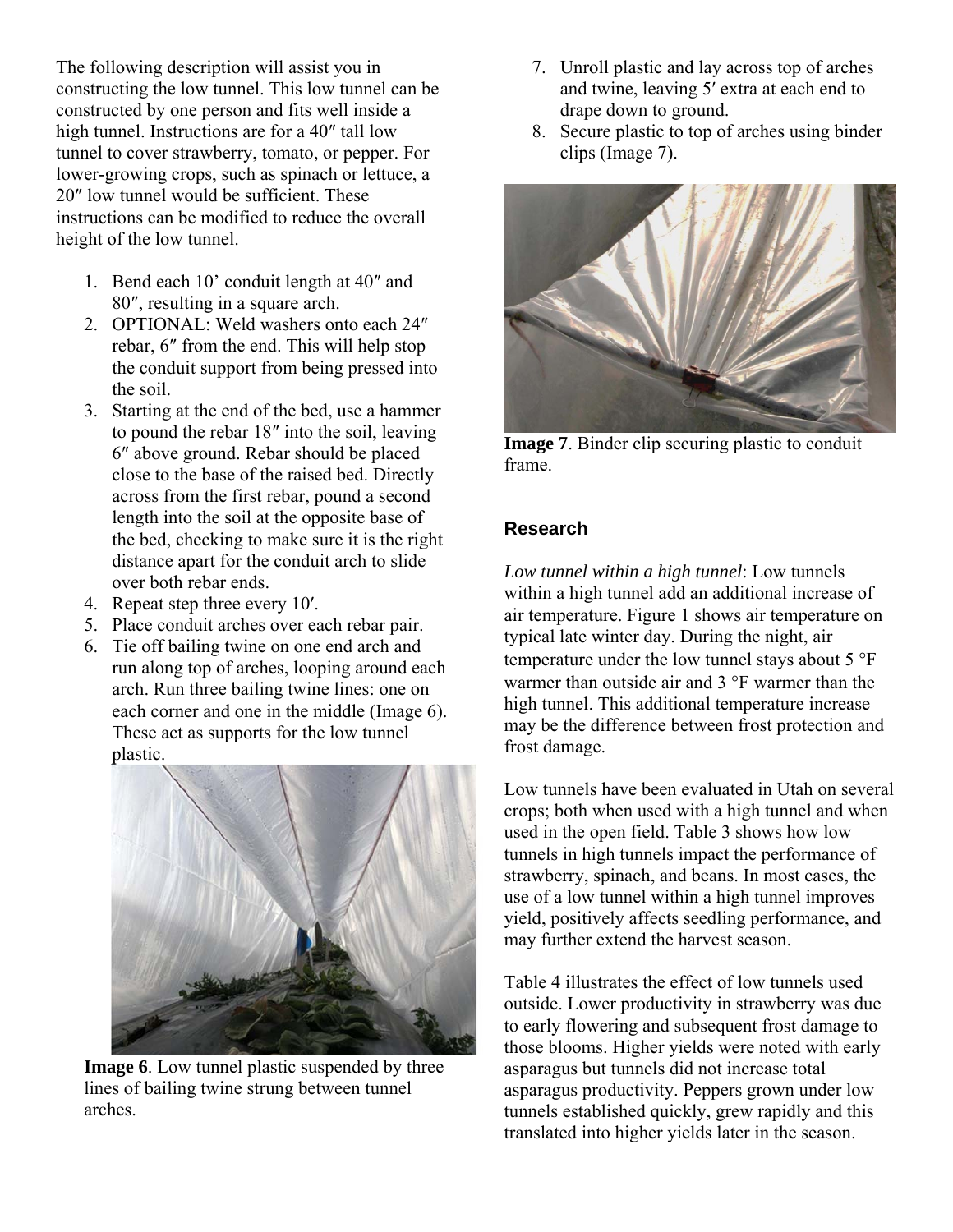The following description will assist you in constructing the low tunnel. This low tunnel can be constructed by one person and fits well inside a high tunnel. Instructions are for a 40″ tall low tunnel to cover strawberry, tomato, or pepper. For lower-growing crops, such as spinach or lettuce, a 20″ low tunnel would be sufficient. These instructions can be modified to reduce the overall height of the low tunnel.

1. Bend each 10' conduit length at 40″ and 80″, resulting in a square arch.
2. OPTIONAL: Weld washers onto each 24″ rebar, 6″ from the end. This will help stop the conduit support from being pressed into the soil.
3. Starting at the end of the bed, use a hammer to pound the rebar 18″ into the soil, leaving 6″ above ground. Rebar should be placed close to the base of the raised bed. Directly across from the first rebar, pound a second length into the soil at the opposite base of the bed, checking to make sure it is the right distance apart for the conduit arch to slide over both rebar ends.
4. Repeat step three every 10′.
5. Place conduit arches over each rebar pair.
6. Tie off bailing twine on one end arch and run along top of arches, looping around each arch. Run three bailing twine lines: one on each corner and one in the middle (Image 6). These act as supports for the low tunnel plastic.

**Image 6**. Low tunnel plastic suspended by three lines of bailing twine strung between tunnel arches.

7. Unroll plastic and lay across top of arches and twine, leaving 5′ extra at each end to drape down to ground.
8. Secure plastic to top of arches using binder clips (Image 7).

**Image 7**. Binder clip securing plastic to conduit frame.

## Research

*Low tunnel within a high tunnel*: Low tunnels within a high tunnel add an additional increase of air temperature. Figure 1 shows air temperature on typical late winter day. During the night, air temperature under the low tunnel stays about 5 °F warmer than outside air and 3 °F warmer than the high tunnel. This additional temperature increase may be the difference between frost protection and frost damage.

Low tunnels have been evaluated in Utah on several crops; both when used with a high tunnel and when used in the open field. Table 3 shows how low tunnels in high tunnels impact the performance of strawberry, spinach, and beans. In most cases, the use of a low tunnel within a high tunnel improves yield, positively affects seedling performance, and may further extend the harvest season.

Table 4 illustrates the effect of low tunnels used outside. Lower productivity in strawberry was due to early flowering and subsequent frost damage to those blooms. Higher yields were noted with early asparagus but tunnels did not increase total asparagus productivity. Peppers grown under low tunnels established quickly, grew rapidly and this translated into higher yields later in the season.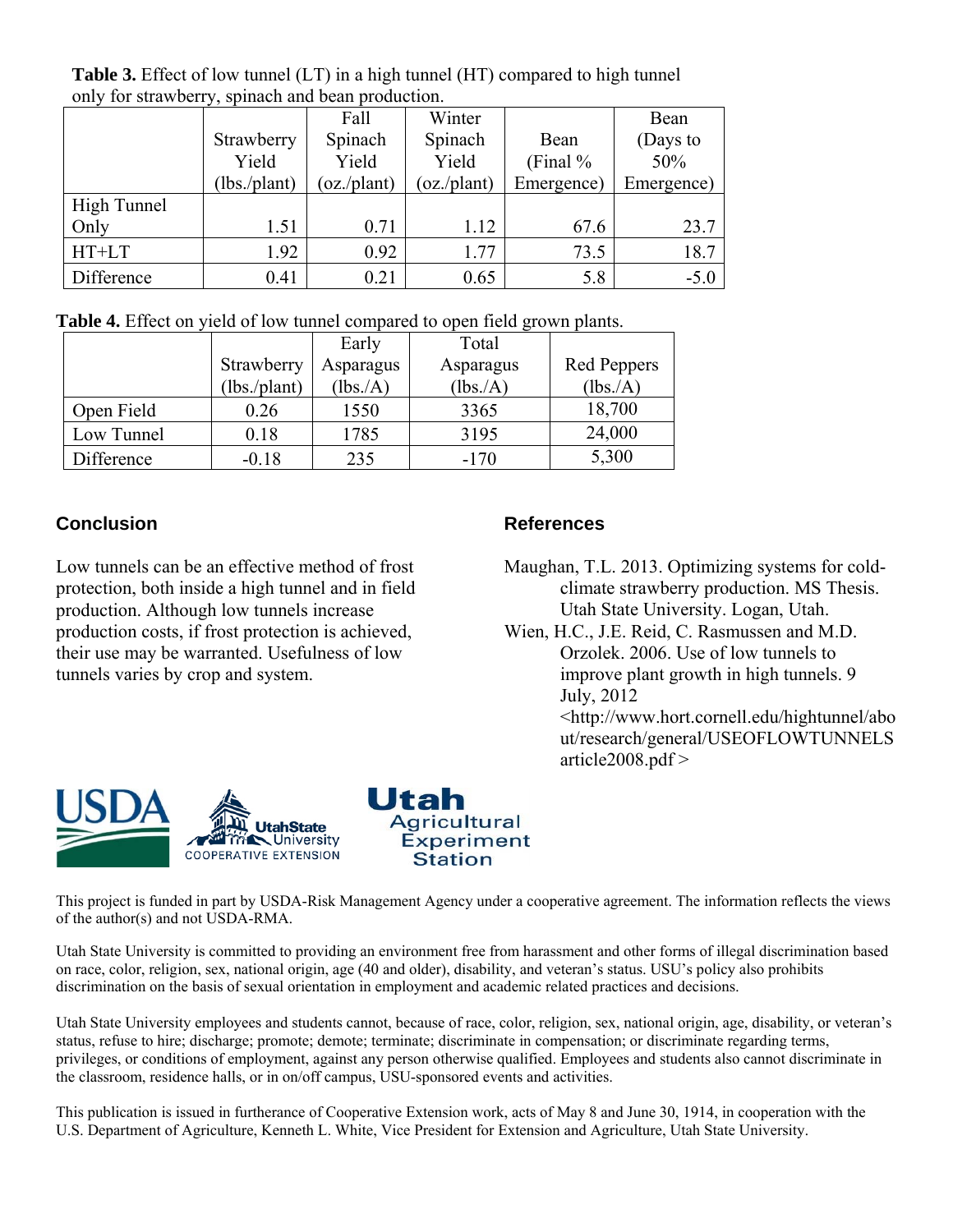**Table 3.** Effect of low tunnel (LT) in a high tunnel (HT) compared to high tunnel only for strawberry, spinach and bean production.

| | Strawberry Yield (lbs./plant) | Fall Spinach Yield (oz./plant) | Winter Spinach Yield (oz./plant) | Bean (Final % Emergence) | Bean (Days to 50% Emergence) |
|---|---|---|---|---|---|
| High Tunnel Only | 1.51 | 0.71 | 1.12 | 67.6 | 23.7 |
| HT+LT | 1.92 | 0.92 | 1.77 | 73.5 | 18.7 |
| Difference | 0.41 | 0.21 | 0.65 | 5.8 | -5.0 |

**Table 4.** Effect on yield of low tunnel compared to open field grown plants.

| | Strawberry (lbs./plant) | Early Asparagus (lbs./A) | Total Asparagus (lbs./A) | Red Peppers (lbs./A) |
|---|---|---|---|---|
| Open Field | 0.26 | 1550 | 3365 | 18,700 |
| Low Tunnel | 0.18 | 1785 | 3195 | 24,000 |
| Difference | -0.18 | 235 | -170 | 5,300 |

## Conclusion

Low tunnels can be an effective method of frost protection, both inside a high tunnel and in field production. Although low tunnels increase production costs, if frost protection is achieved, their use may be warranted. Usefulness of low tunnels varies by crop and system.

## References

Maughan, T.L. 2013. Optimizing systems for cold-climate strawberry production. MS Thesis. Utah State University. Logan, Utah.

Wien, H.C., J.E. Reid, C. Rasmussen and M.D. Orzolek. 2006. Use of low tunnels to improve plant growth in high tunnels. 9 July, 2012 <http://www.hort.cornell.edu/hightunnel/about/research/general/USEOFLOWTUNNELSarticle2008.pdf >

This project is funded in part by USDA-Risk Management Agency under a cooperative agreement. The information reflects the views of the author(s) and not USDA-RMA.

Utah State University is committed to providing an environment free from harassment and other forms of illegal discrimination based on race, color, religion, sex, national origin, age (40 and older), disability, and veteran's status. USU's policy also prohibits discrimination on the basis of sexual orientation in employment and academic related practices and decisions.

Utah State University employees and students cannot, because of race, color, religion, sex, national origin, age, disability, or veteran's status, refuse to hire; discharge; promote; demote; terminate; discriminate in compensation; or discriminate regarding terms, privileges, or conditions of employment, against any person otherwise qualified. Employees and students also cannot discriminate in the classroom, residence halls, or in on/off campus, USU-sponsored events and activities.

This publication is issued in furtherance of Cooperative Extension work, acts of May 8 and June 30, 1914, in cooperation with the U.S. Department of Agriculture, Kenneth L. White, Vice President for Extension and Agriculture, Utah State University.